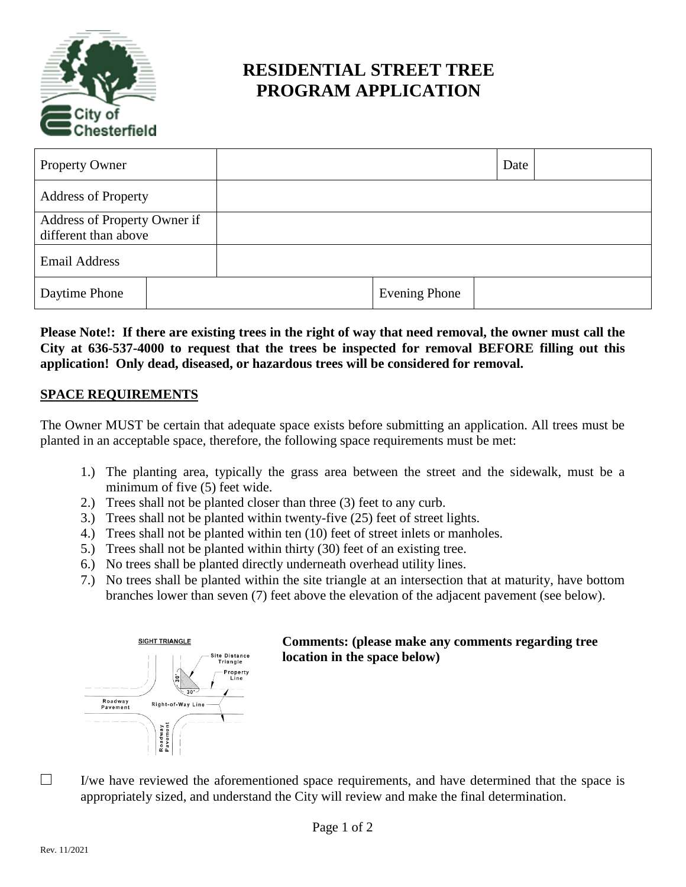# RESIDENTIAL STREET TREE PROGRAM APPLICATION

| Property Owner | | Date | |
|---|---|---|---|
| Address of Property | | | |
| Address of Property Owner if different than above | | | |
| Email Address | | | |

| Daytime Phone | | Evening Phone | |
|---|---|---|---|

**Please Note!: If there are existing trees in the right of way that need removal, the owner must call the City at 636-537-4000 to request that the trees be inspected for removal BEFORE filling out this application! Only dead, diseased, or hazardous trees will be considered for removal.**

## SPACE REQUIREMENTS

The Owner MUST be certain that adequate space exists before submitting an application. All trees must be planted in an acceptable space, therefore, the following space requirements must be met:

1.) The planting area, typically the grass area between the street and the sidewalk, must be a minimum of five (5) feet wide.
2.) Trees shall not be planted closer than three (3) feet to any curb.
3.) Trees shall not be planted within twenty-five (25) feet of street lights.
4.) Trees shall not be planted within ten (10) feet of street inlets or manholes.
5.) Trees shall not be planted within thirty (30) feet of an existing tree.
6.) No trees shall be planted directly underneath overhead utility lines.
7.) No trees shall be planted within the site triangle at an intersection that at maturity, have bottom branches lower than seven (7) feet above the elevation of the adjacent pavement (see below).

SIGHT TRIANGLE

Site Distance Triangle — Property Line — 30' — 30' — Roadway Pavement — Right-of-Way Line — Roadway Pavement

**Comments: (please make any comments regarding tree location in the space below)**

☐ I/we have reviewed the aforementioned space requirements, and have determined that the space is appropriately sized, and understand the City will review and make the final determination.

Rev. 11/2021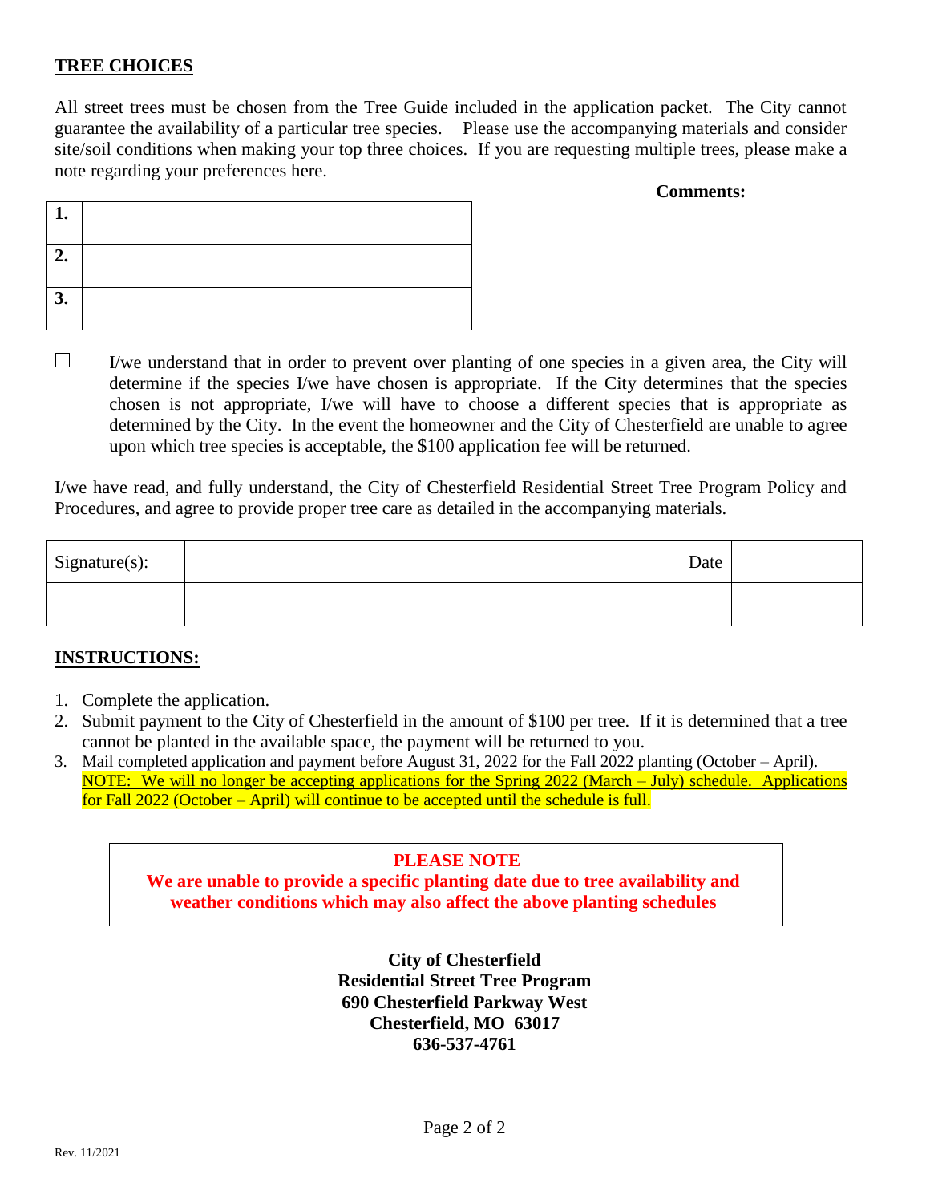## TREE CHOICES

All street trees must be chosen from the Tree Guide included in the application packet. The City cannot guarantee the availability of a particular tree species. Please use the accompanying materials and consider site/soil conditions when making your top three choices. If you are requesting multiple trees, please make a note regarding your preferences here.

**Comments:**

| | |
|---|---|
| **1.** | |
| **2.** | |
| **3.** | |

☐ I/we understand that in order to prevent over planting of one species in a given area, the City will determine if the species I/we have chosen is appropriate. If the City determines that the species chosen is not appropriate, I/we will have to choose a different species that is appropriate as determined by the City. In the event the homeowner and the City of Chesterfield are unable to agree upon which tree species is acceptable, the $100 application fee will be returned.

I/we have read, and fully understand, the City of Chesterfield Residential Street Tree Program Policy and Procedures, and agree to provide proper tree care as detailed in the accompanying materials.

| | | | |
|---|---|---|---|
| Signature(s): | | Date | |
| | | | |

## INSTRUCTIONS:

1. Complete the application.
2. Submit payment to the City of Chesterfield in the amount of $100 per tree. If it is determined that a tree cannot be planted in the available space, the payment will be returned to you.
3. Mail completed application and payment before August 31, 2022 for the Fall 2022 planting (October – April). NOTE: We will no longer be accepting applications for the Spring 2022 (March – July) schedule. Applications for Fall 2022 (October – April) will continue to be accepted until the schedule is full.

**PLEASE NOTE**
**We are unable to provide a specific planting date due to tree availability and weather conditions which may also affect the above planting schedules**

**City of Chesterfield**
**Residential Street Tree Program**
**690 Chesterfield Parkway West**
**Chesterfield, MO 63017**
**636-537-4761**

Rev. 11/2021